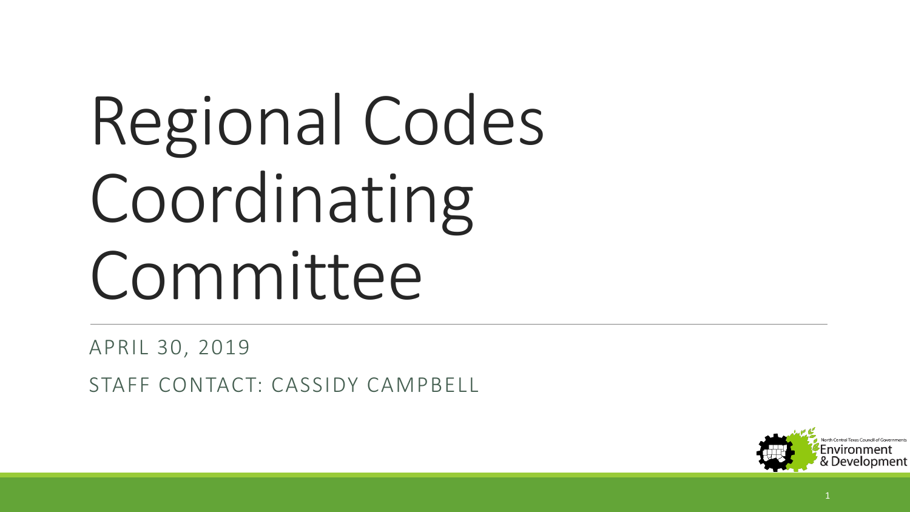# Regional Codes Coordinating Committee

APRIL 30, 2019

STAFF CONTACT: CASSIDY CAMPBELL

North Central Texas Council of Governments Environment & Development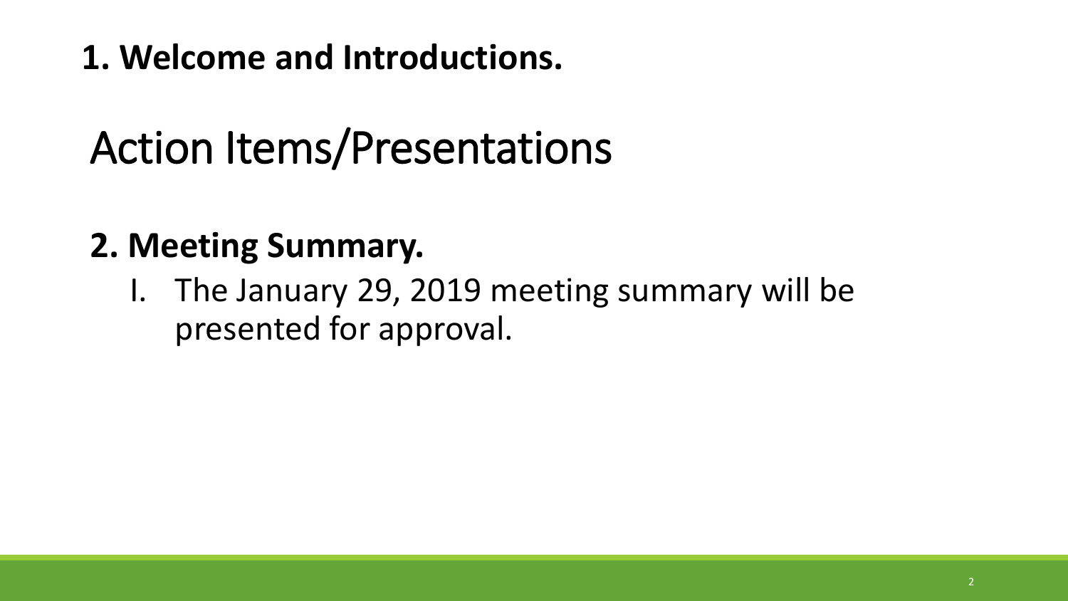**1. Welcome and Introductions.**

# Action Items/Presentations

## 2. Meeting Summary.

I. The January 29, 2019 meeting summary will be presented for approval.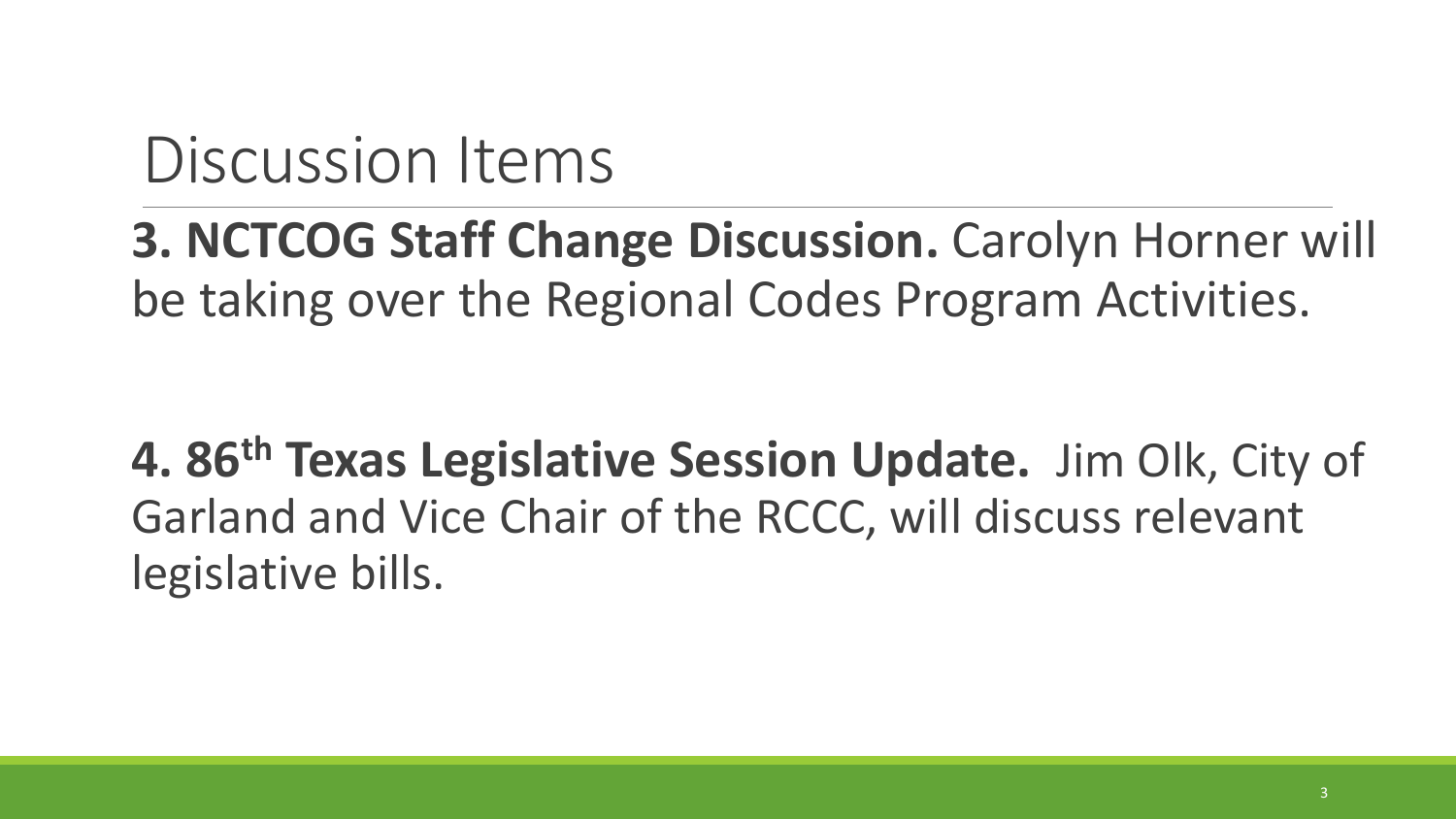# Discussion Items

**3. NCTCOG Staff Change Discussion.** Carolyn Horner will be taking over the Regional Codes Program Activities.

**4. 86th Texas Legislative Session Update.** Jim Olk, City of Garland and Vice Chair of the RCCC, will discuss relevant legislative bills.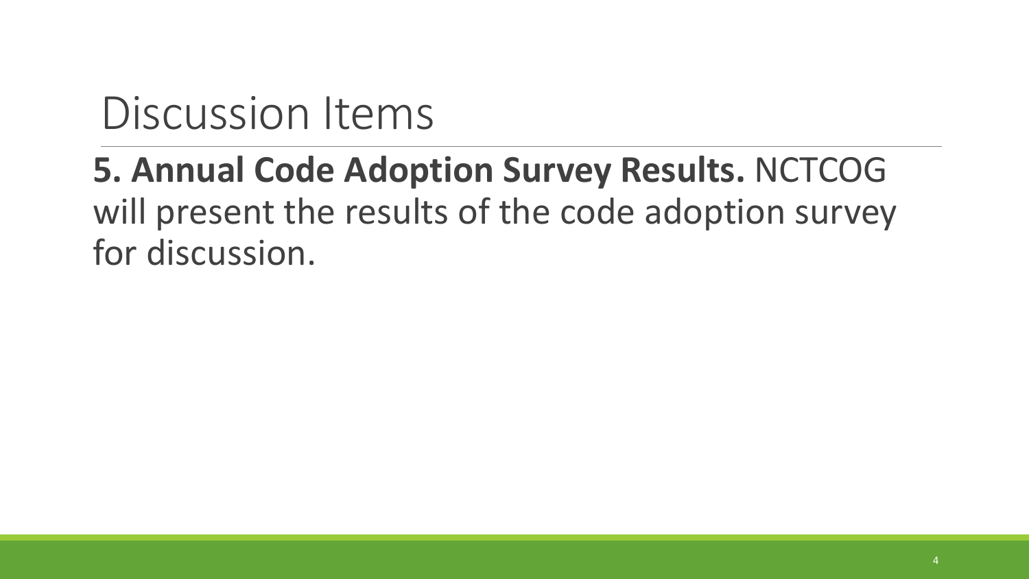# Discussion Items

**5. Annual Code Adoption Survey Results.** NCTCOG will present the results of the code adoption survey for discussion.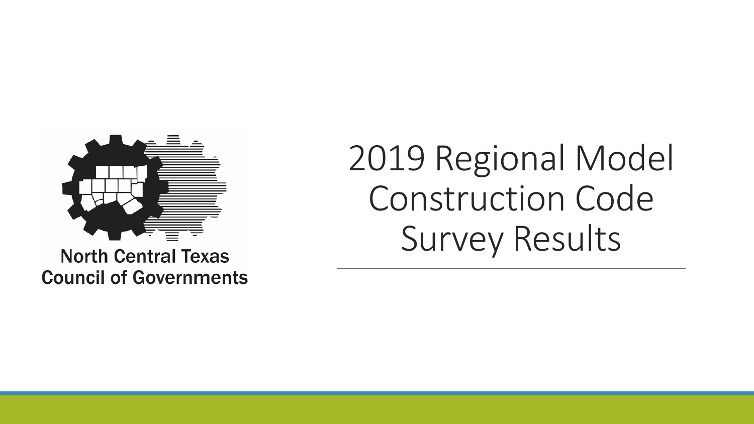North Central Texas Council of Governments

# 2019 Regional Model Construction Code Survey Results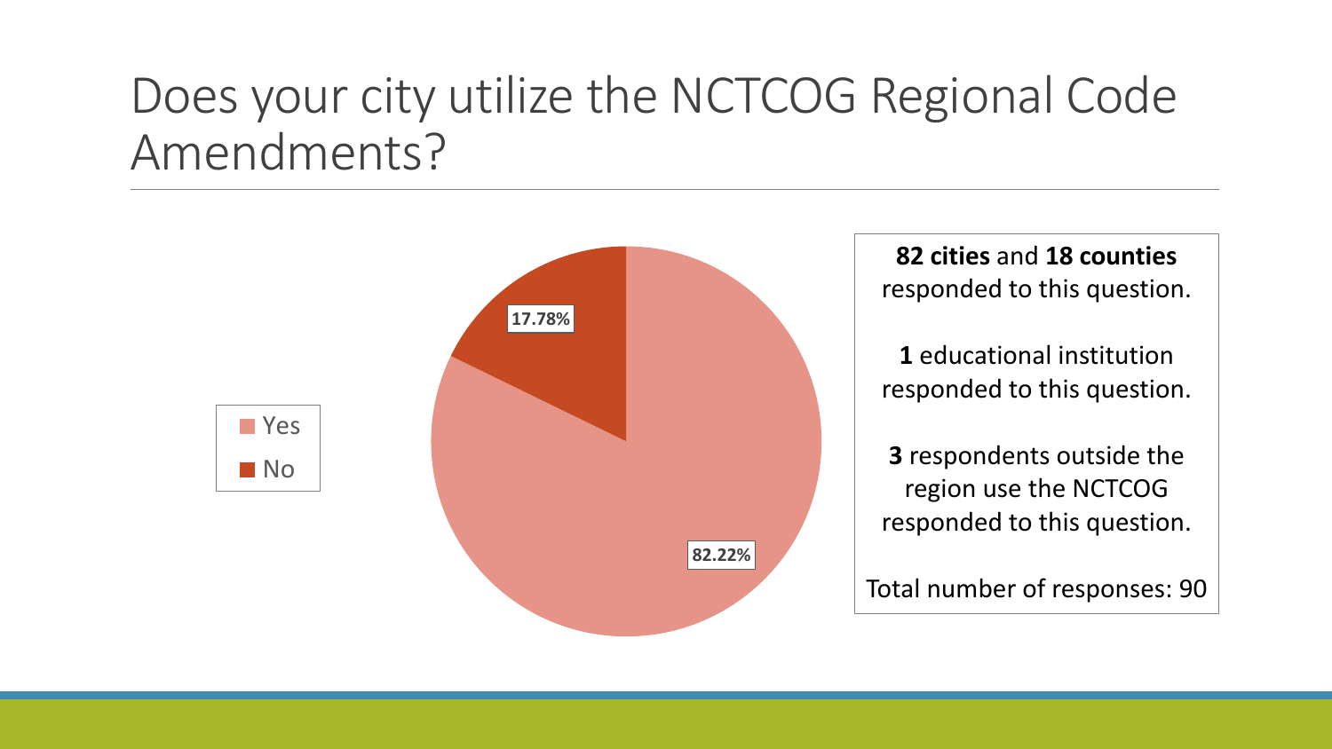# Does your city utilize the NCTCOG Regional Code Amendments?

- Yes: 82.22%
- No: 17.78%

**82 cities** and **18 counties** responded to this question.

**1** educational institution responded to this question.

**3** respondents outside the region use the NCTCOG responded to this question.

Total number of responses: 90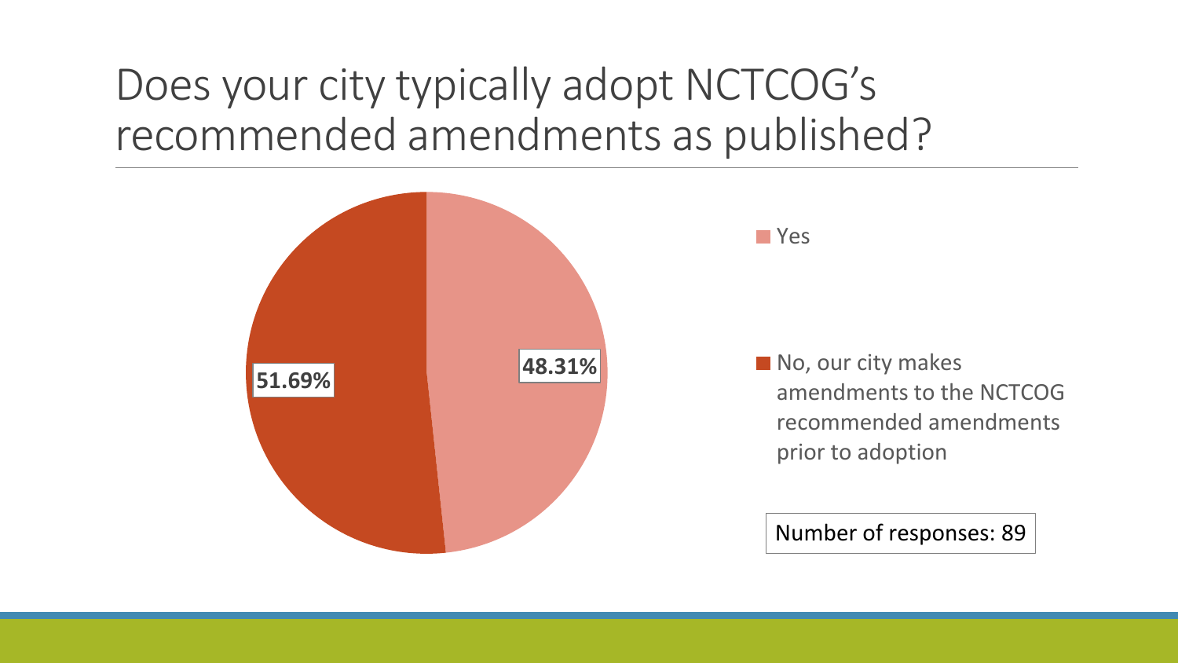# Does your city typically adopt NCTCOG's recommended amendments as published?

| Response | Percentage |
| --- | --- |
| Yes | 48.31% |
| No, our city makes amendments to the NCTCOG recommended amendments prior to adoption | 51.69% |

Number of responses: 89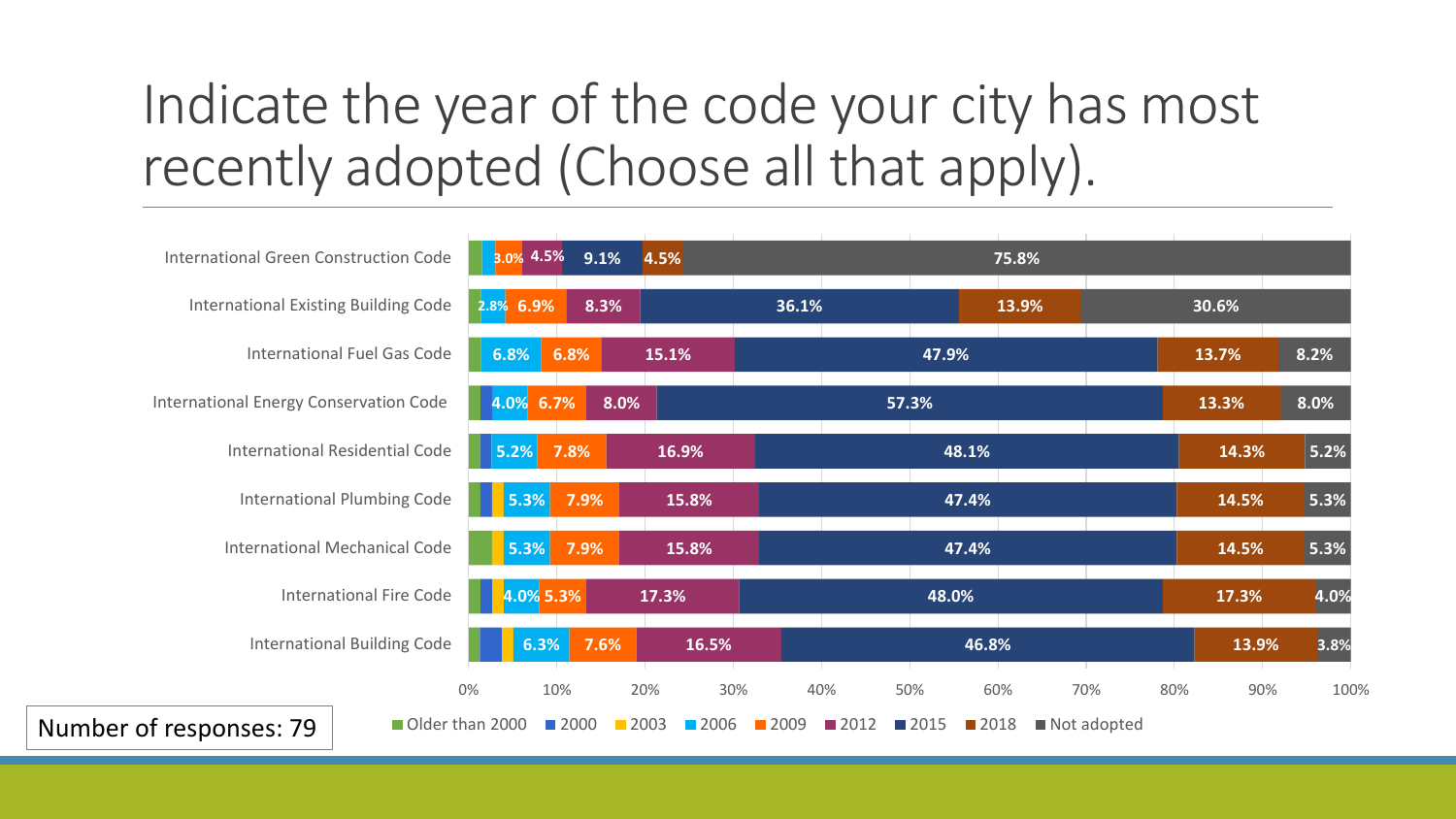# Indicate the year of the code your city has most recently adopted (Choose all that apply).

| Code | Older than 2000 | 2000 | 2003 | 2006 | 2009 | 2012 | 2015 | 2018 | Not adopted |
|---|---|---|---|---|---|---|---|---|---|
| International Green Construction Code | | | | | 3.0% | 4.5% | 9.1% | 4.5% | 75.8% |
| International Existing Building Code | | | | 2.8% | 6.9% | 8.3% | 36.1% | 13.9% | 30.6% |
| International Fuel Gas Code | | | | 6.8% | 6.8% | 15.1% | 47.9% | 13.7% | 8.2% |
| International Energy Conservation Code | | | | 4.0% | 6.7% | 8.0% | 57.3% | 13.3% | 8.0% |
| International Residential Code | | | | 5.2% | 7.8% | 16.9% | 48.1% | 14.3% | 5.2% |
| International Plumbing Code | | | | 5.3% | 7.9% | 15.8% | 47.4% | 14.5% | 5.3% |
| International Mechanical Code | | | | 5.3% | 7.9% | 15.8% | 47.4% | 14.5% | 5.3% |
| International Fire Code | | | | 4.0% | 5.3% | 17.3% | 48.0% | 17.3% | 4.0% |
| International Building Code | | | | 6.3% | 7.6% | 16.5% | 46.8% | 13.9% | 3.8% |

Number of responses: 79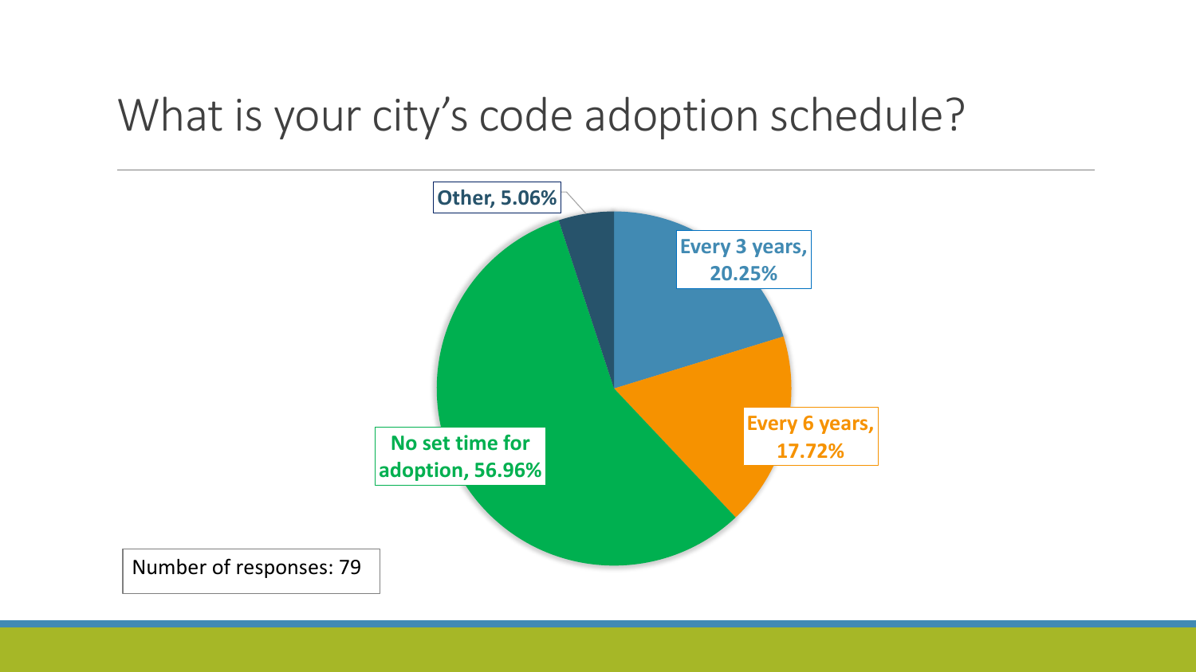# What is your city's code adoption schedule?

- Every 3 years, 20.25%
- Every 6 years, 17.72%
- No set time for adoption, 56.96%
- Other, 5.06%

Number of responses: 79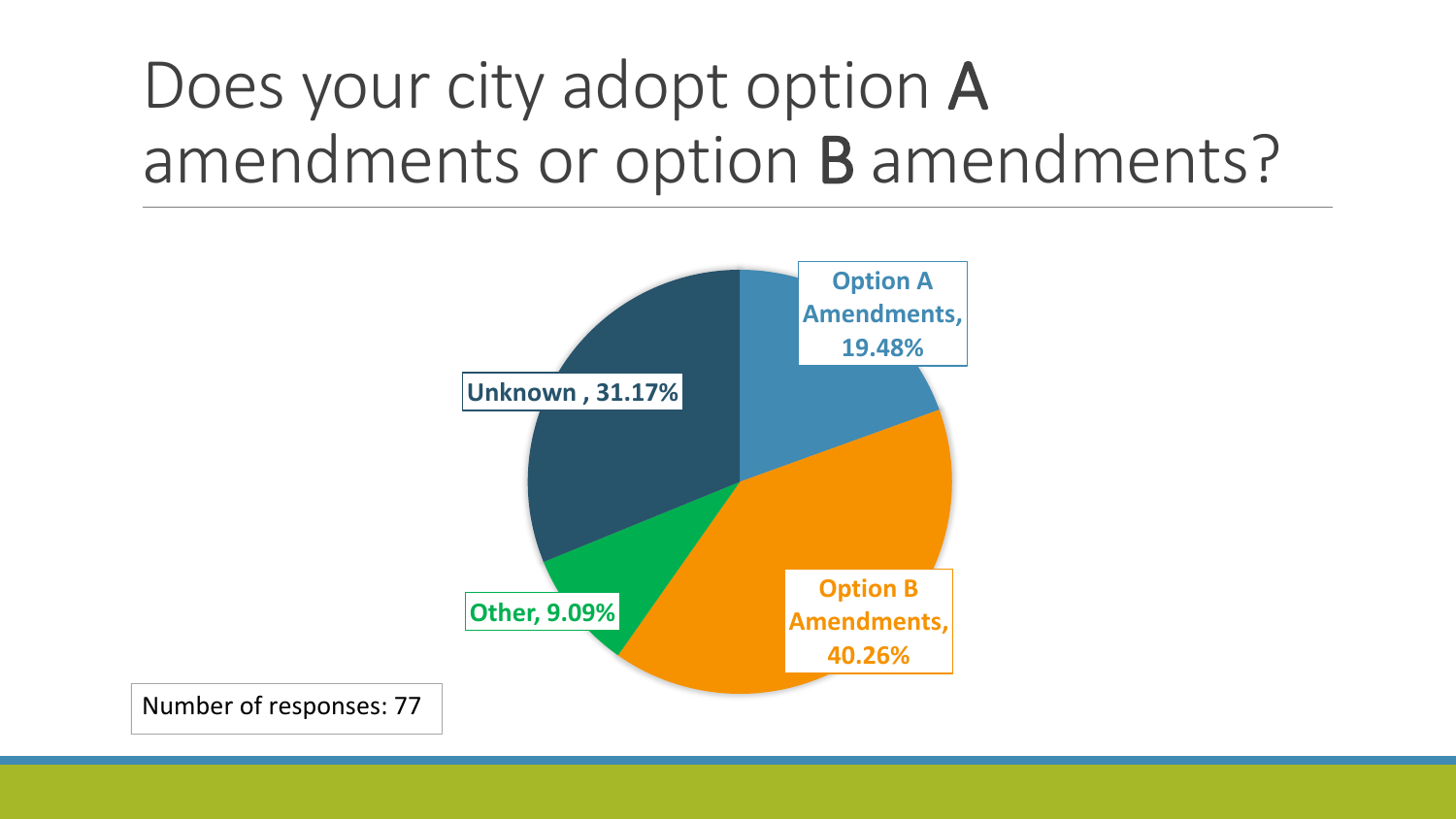# Does your city adopt option A amendments or option B amendments?

Option A Amendments, 19.48%

Option B Amendments, 40.26%

Other, 9.09%

Unknown , 31.17%

Number of responses: 77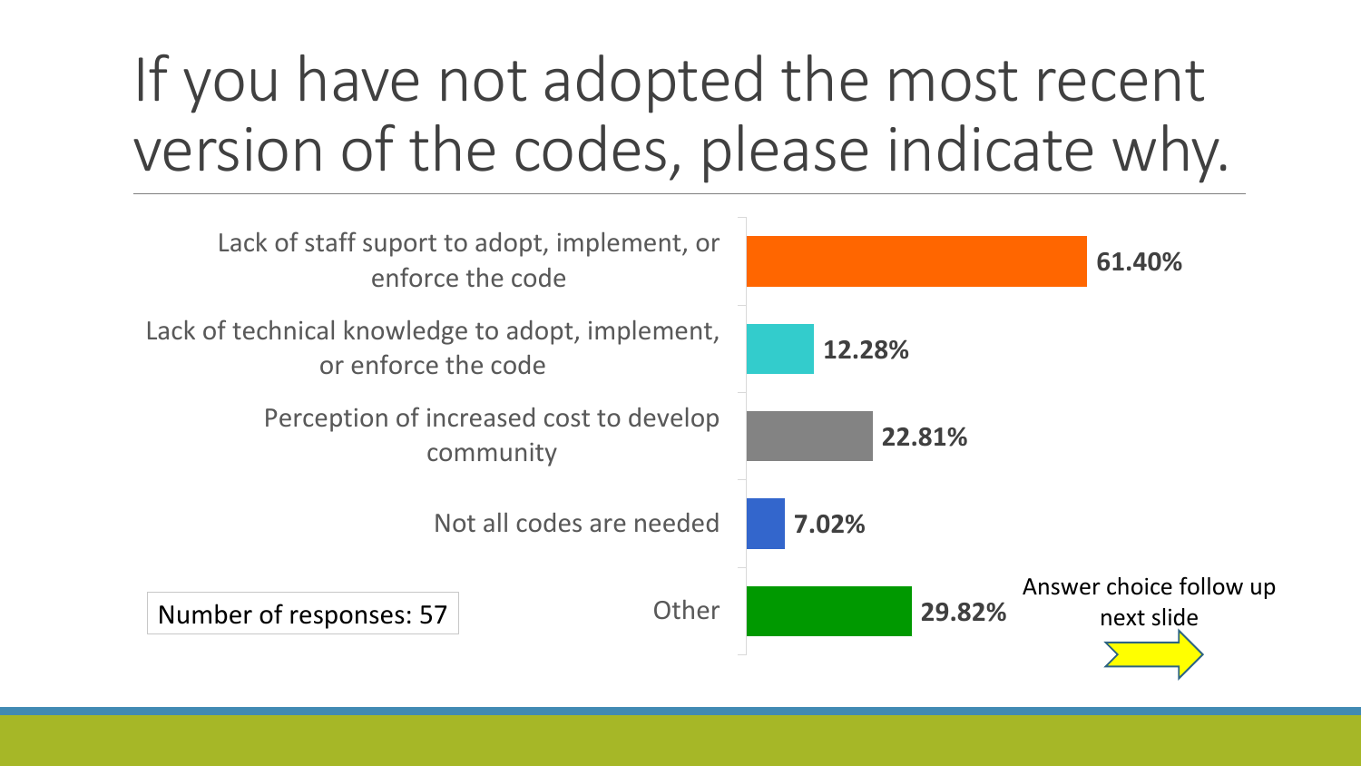# If you have not adopted the most recent version of the codes, please indicate why.

| Response | Percentage |
| --- | --- |
| Lack of staff suport to adopt, implement, or enforce the code | 61.40% |
| Lack of technical knowledge to adopt, implement, or enforce the code | 12.28% |
| Perception of increased cost to develop community | 22.81% |
| Not all codes are needed | 7.02% |
| Other | 29.82% |

Number of responses: 57

Answer choice follow up next slide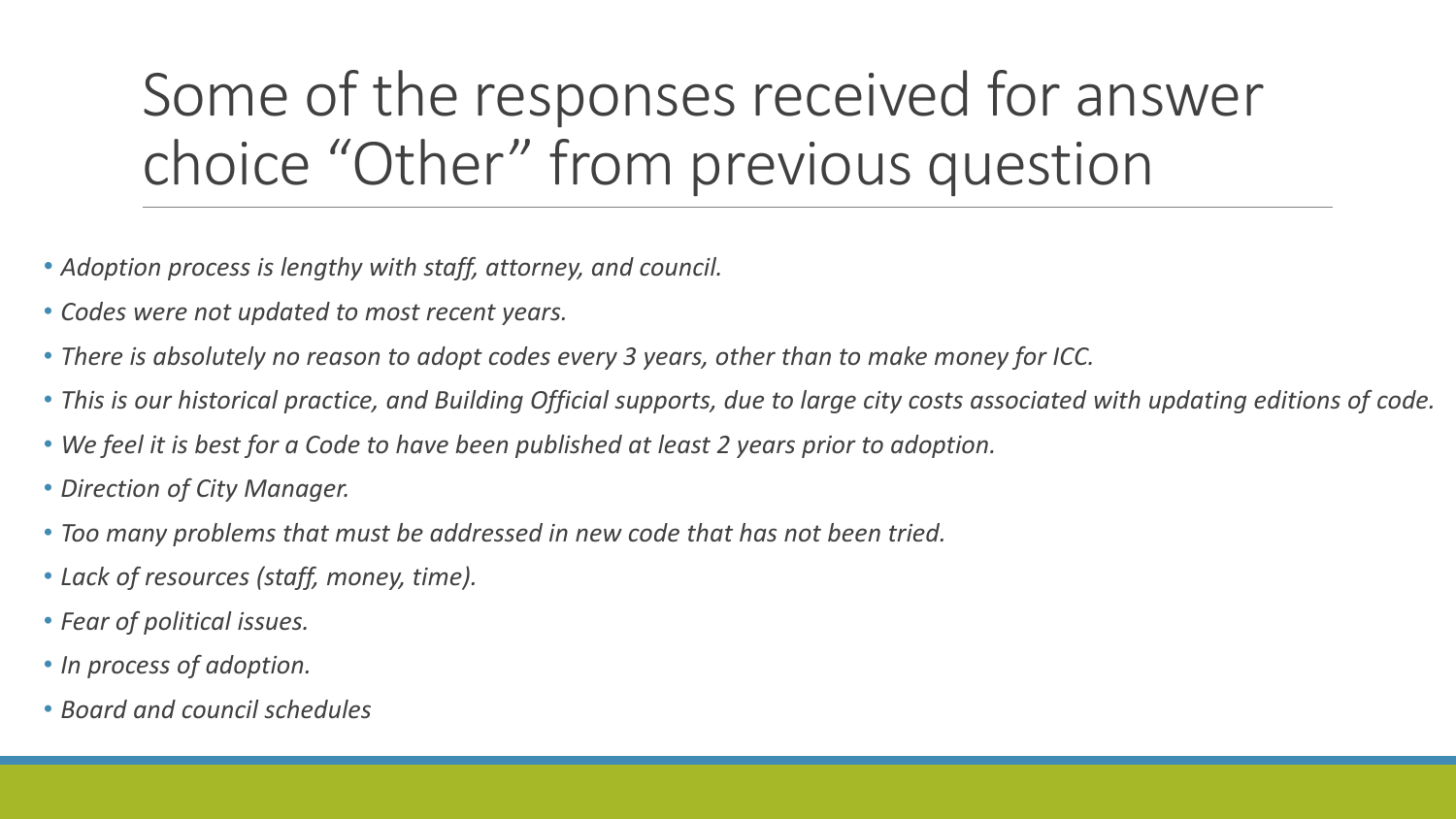# Some of the responses received for answer choice "Other" from previous question

- *Adoption process is lengthy with staff, attorney, and council.*
- *Codes were not updated to most recent years.*
- *There is absolutely no reason to adopt codes every 3 years, other than to make money for ICC.*
- *This is our historical practice, and Building Official supports, due to large city costs associated with updating editions of code.*
- *We feel it is best for a Code to have been published at least 2 years prior to adoption.*
- *Direction of City Manager.*
- *Too many problems that must be addressed in new code that has not been tried.*
- *Lack of resources (staff, money, time).*
- *Fear of political issues.*
- *In process of adoption.*
- *Board and council schedules*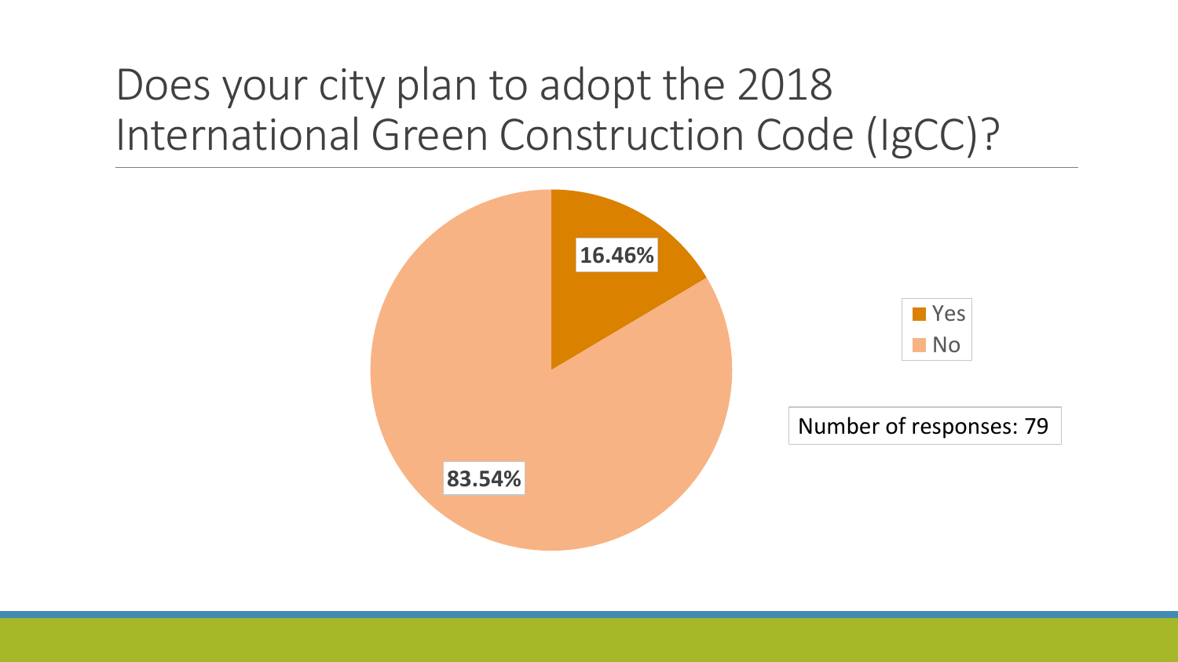# Does your city plan to adopt the 2018 International Green Construction Code (IgCC)?

16.46%

83.54%

- Yes
- No

Number of responses: 79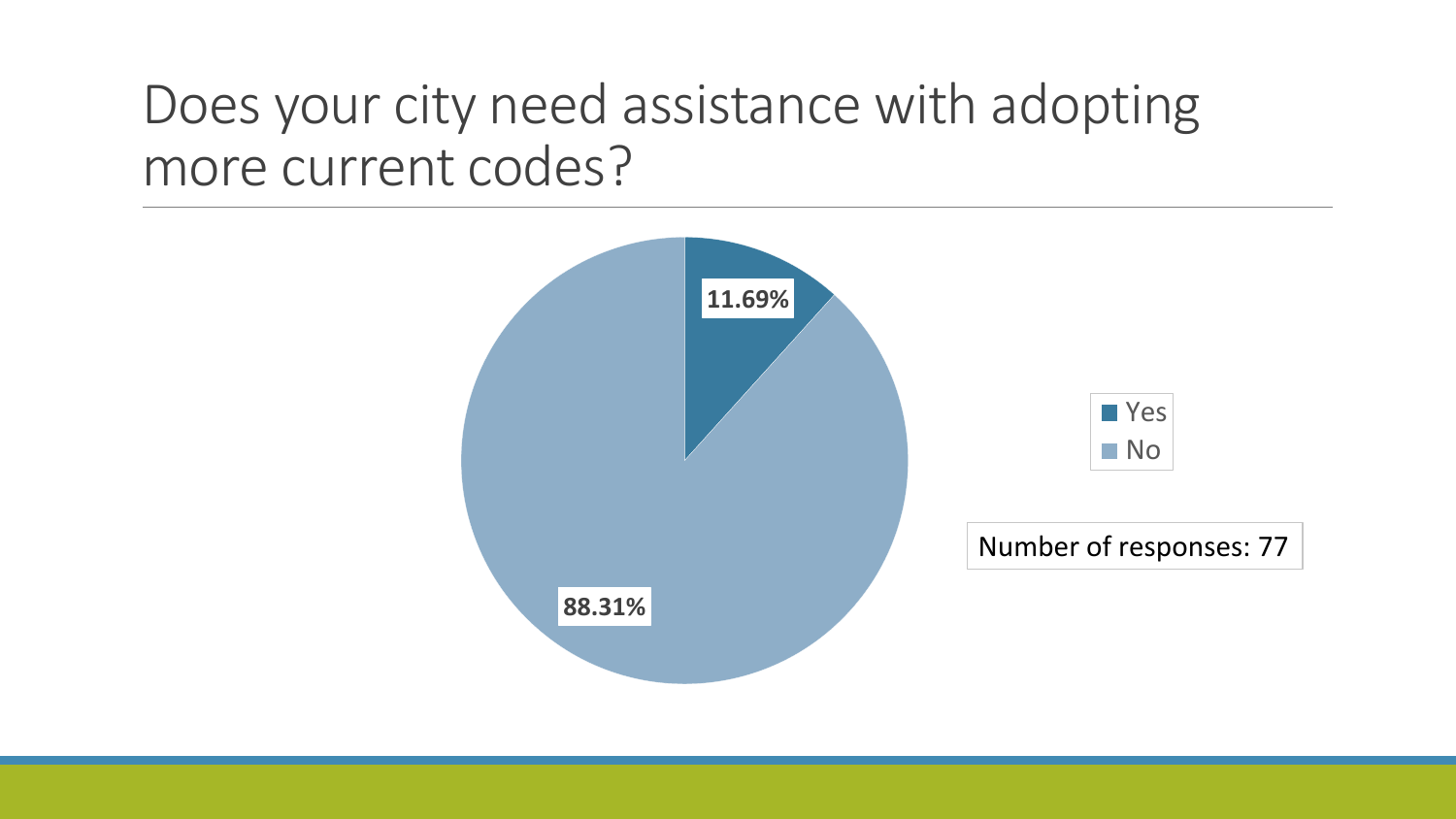# Does your city need assistance with adopting more current codes?

| Response | Percentage |
| --- | --- |
| Yes | 11.69% |
| No | 88.31% |

Number of responses: 77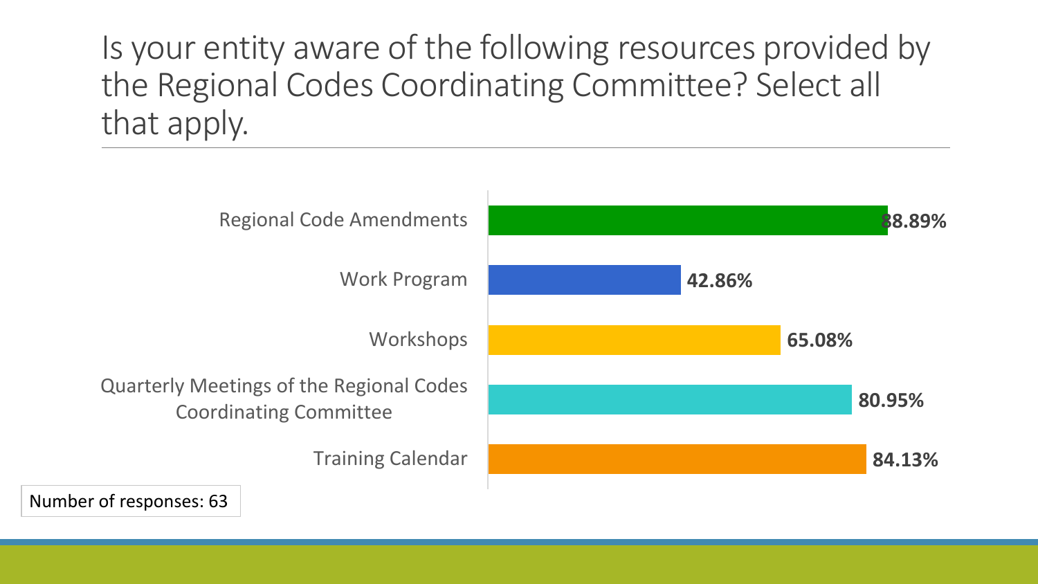# Is your entity aware of the following resources provided by the Regional Codes Coordinating Committee? Select all that apply.

| Resource | Percentage |
| --- | --- |
| Regional Code Amendments | 88.89% |
| Work Program | 42.86% |
| Workshops | 65.08% |
| Quarterly Meetings of the Regional Codes Coordinating Committee | 80.95% |
| Training Calendar | 84.13% |

Number of responses: 63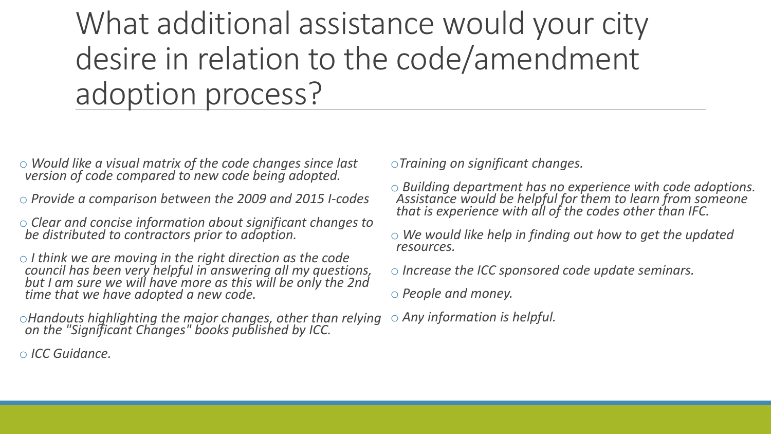# What additional assistance would your city desire in relation to the code/amendment adoption process?

- *Would like a visual matrix of the code changes since last version of code compared to new code being adopted.*
- *Provide a comparison between the 2009 and 2015 I-codes*
- *Clear and concise information about significant changes to be distributed to contractors prior to adoption.*
- *I think we are moving in the right direction as the code council has been very helpful in answering all my questions, but I am sure we will have more as this will be only the 2nd time that we have adopted a new code.*
- *Handouts highlighting the major changes, other than relying on the "Significant Changes" books published by ICC.*
- *ICC Guidance.*
- *Training on significant changes.*
- *Building department has no experience with code adoptions. Assistance would be helpful for them to learn from someone that is experience with all of the codes other than IFC.*
- *We would like help in finding out how to get the updated resources.*
- *Increase the ICC sponsored code update seminars.*
- *People and money.*
- *Any information is helpful.*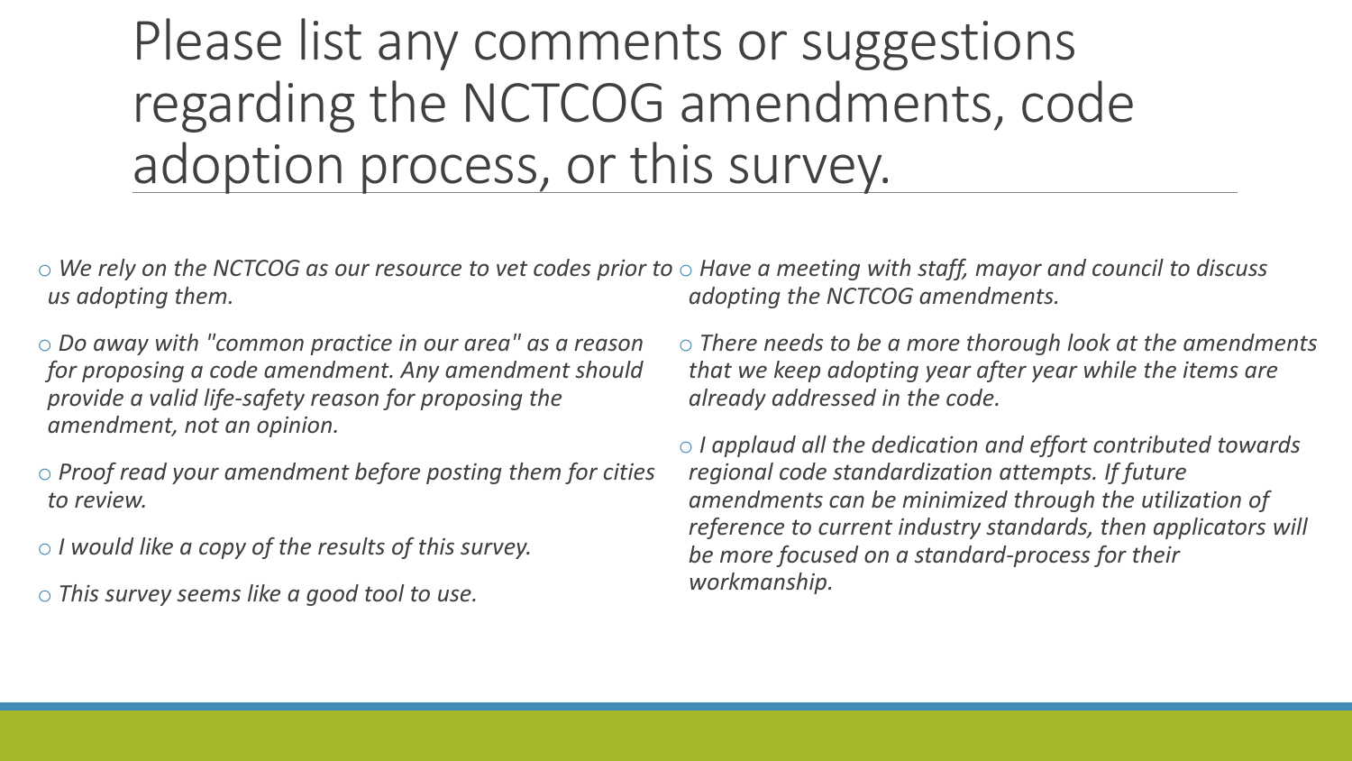# Please list any comments or suggestions regarding the NCTCOG amendments, code adoption process, or this survey.

- *We rely on the NCTCOG as our resource to vet codes prior to us adopting them.*
- *Do away with "common practice in our area" as a reason for proposing a code amendment. Any amendment should provide a valid life-safety reason for proposing the amendment, not an opinion.*
- *Proof read your amendment before posting them for cities to review.*
- *I would like a copy of the results of this survey.*
- *This survey seems like a good tool to use.*
- *Have a meeting with staff, mayor and council to discuss adopting the NCTCOG amendments.*
- *There needs to be a more thorough look at the amendments that we keep adopting year after year while the items are already addressed in the code.*
- *I applaud all the dedication and effort contributed towards regional code standardization attempts. If future amendments can be minimized through the utilization of reference to current industry standards, then applicators will be more focused on a standard-process for their workmanship.*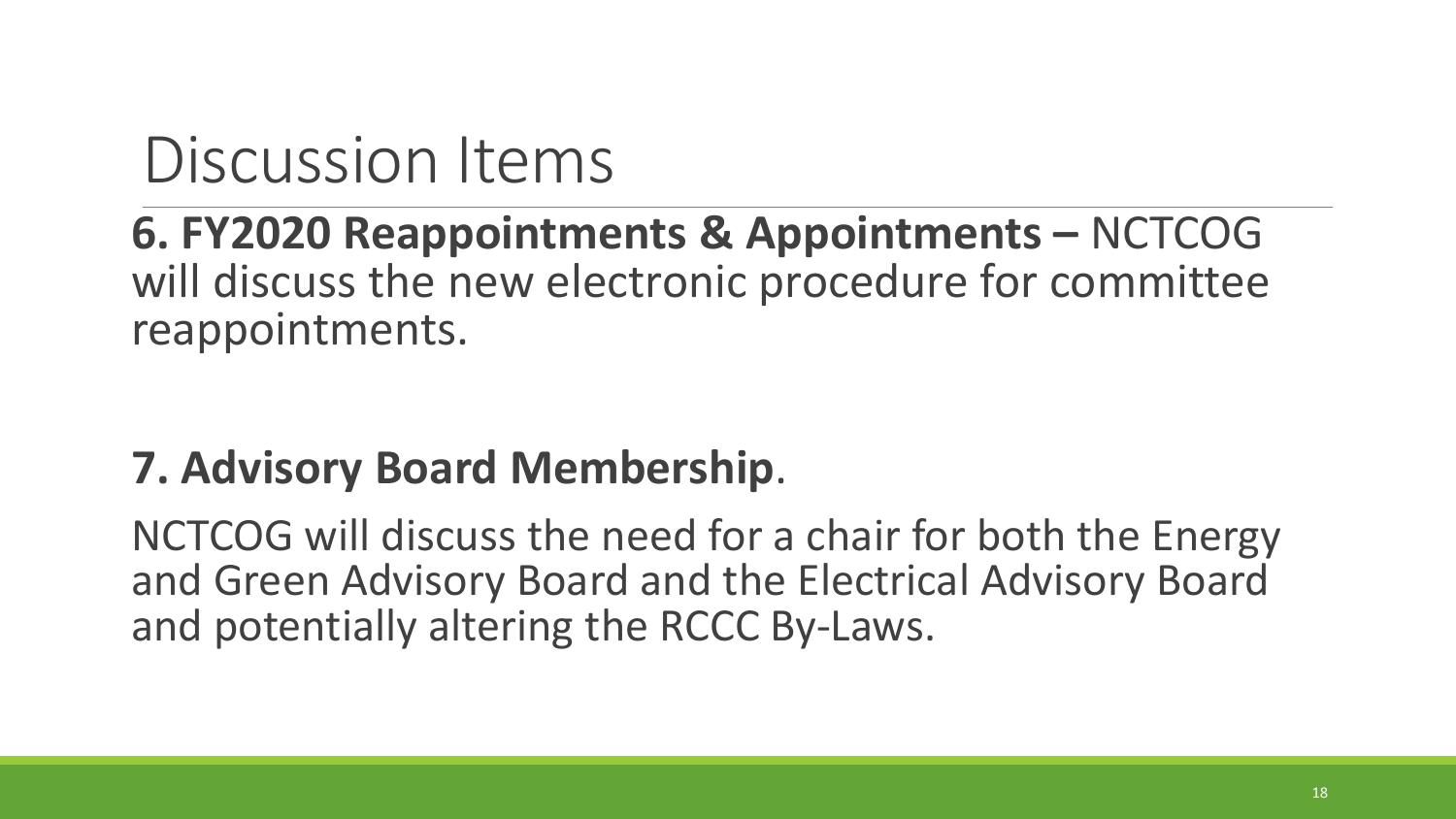# Discussion Items

**6. FY2020 Reappointments & Appointments –** NCTCOG will discuss the new electronic procedure for committee reappointments.

**7. Advisory Board Membership**.

NCTCOG will discuss the need for a chair for both the Energy and Green Advisory Board and the Electrical Advisory Board and potentially altering the RCCC By-Laws.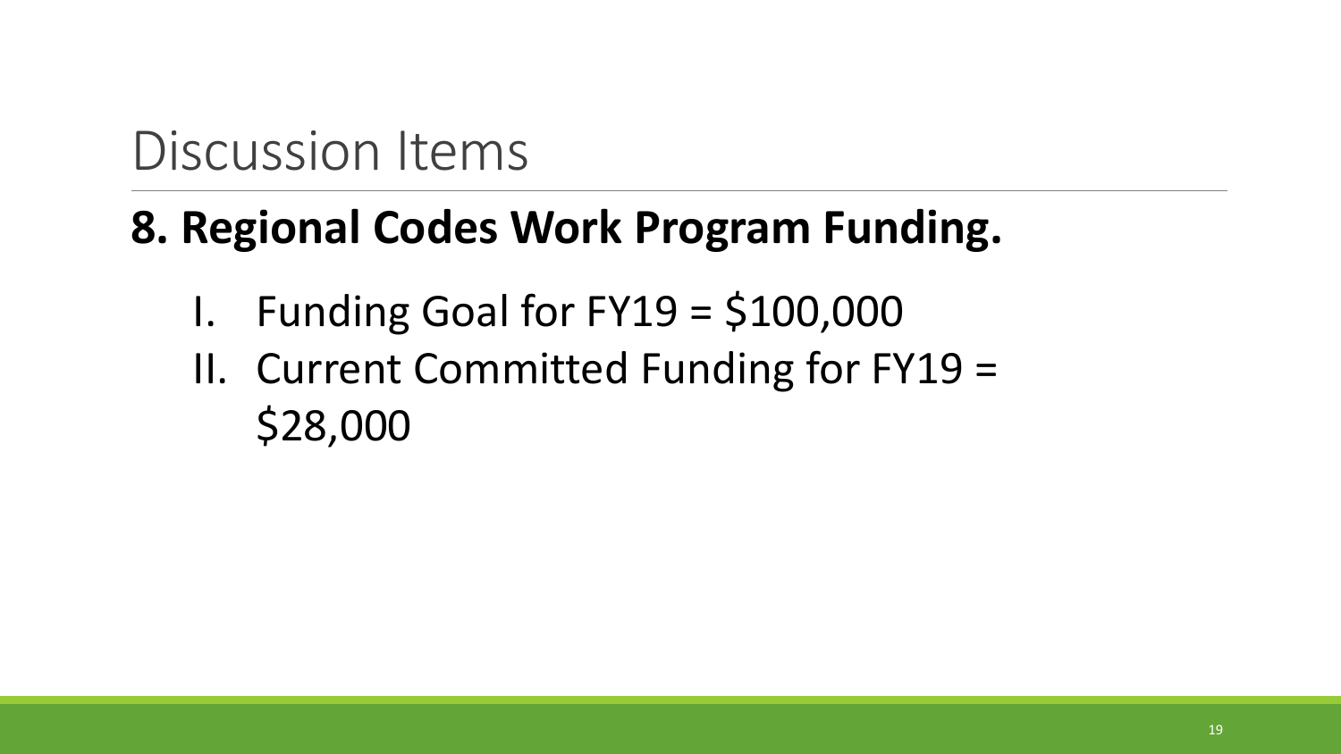# Discussion Items

## 8. Regional Codes Work Program Funding.

I. Funding Goal for FY19 = $100,000

II. Current Committed Funding for FY19 = $28,000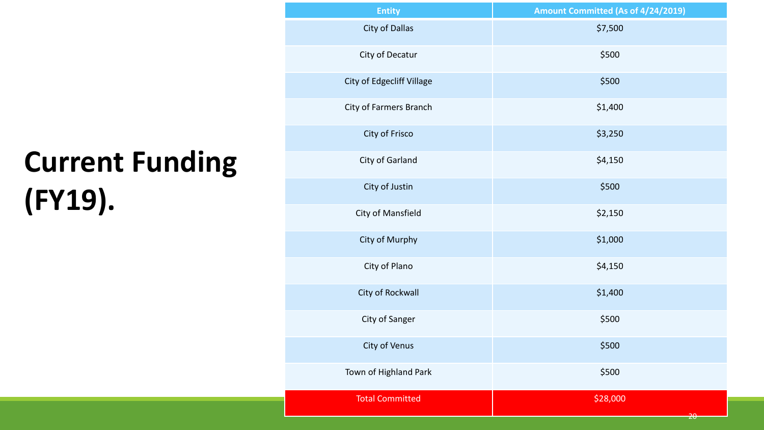# Current Funding (FY19).

| Entity | Amount Committed (As of 4/24/2019) |
| --- | --- |
| City of Dallas | $7,500 |
| City of Decatur | $500 |
| City of Edgecliff Village | $500 |
| City of Farmers Branch | $1,400 |
| City of Frisco | $3,250 |
| City of Garland | $4,150 |
| City of Justin | $500 |
| City of Mansfield | $2,150 |
| City of Murphy | $1,000 |
| City of Plano | $4,150 |
| City of Rockwall | $1,400 |
| City of Sanger | $500 |
| City of Venus | $500 |
| Town of Highland Park | $500 |
| Total Committed | $28,000 |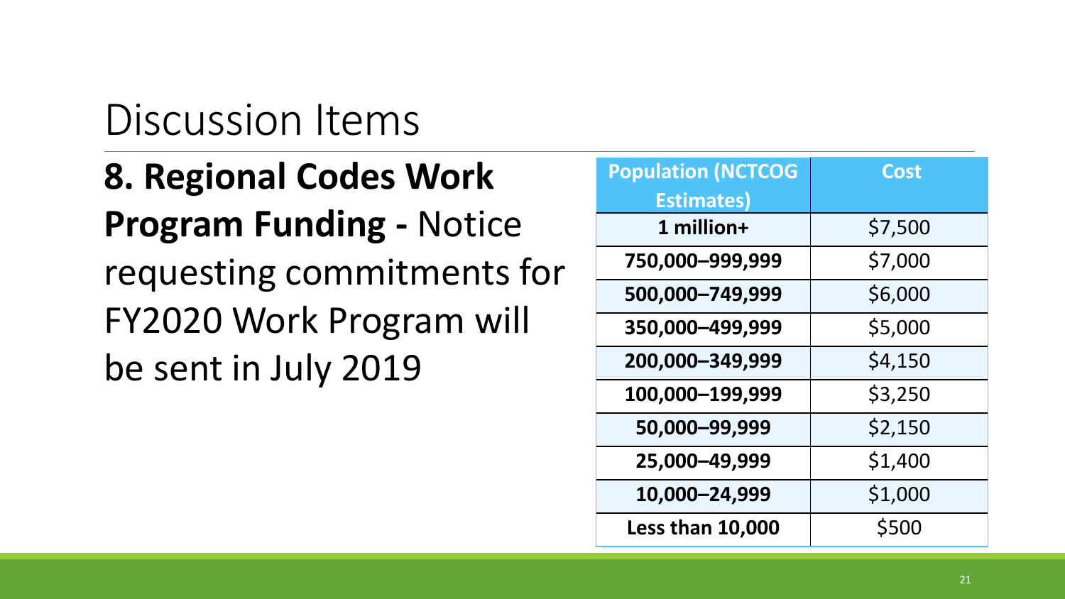# Discussion Items

**8. Regional Codes Work Program Funding -** Notice requesting commitments for FY2020 Work Program will be sent in July 2019

| Population (NCTCOG Estimates) | Cost |
|---|---|
| **1 million+** | $7,500 |
| **750,000–999,999** | $7,000 |
| **500,000–749,999** | $6,000 |
| **350,000–499,999** | $5,000 |
| **200,000–349,999** | $4,150 |
| **100,000–199,999** | $3,250 |
| **50,000–99,999** | $2,150 |
| **25,000–49,999** | $1,400 |
| **10,000–24,999** | $1,000 |
| **Less than 10,000** | $500 |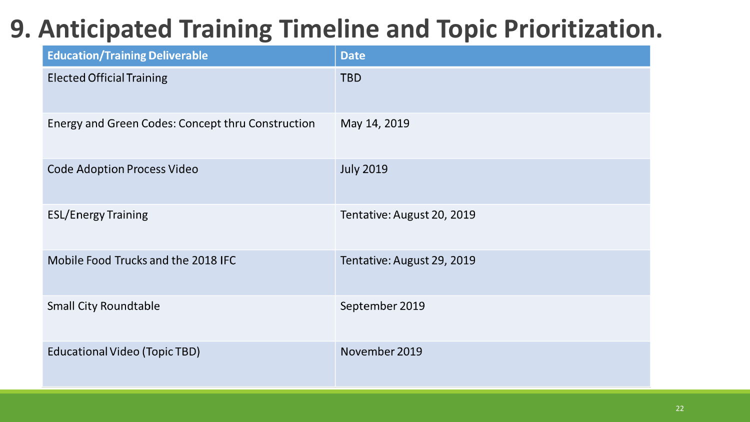# 9. Anticipated Training Timeline and Topic Prioritization.

| Education/Training Deliverable | Date |
| --- | --- |
| Elected Official Training | TBD |
| Energy and Green Codes: Concept thru Construction | May 14, 2019 |
| Code Adoption Process Video | July 2019 |
| ESL/Energy Training | Tentative: August 20, 2019 |
| Mobile Food Trucks and the 2018 IFC | Tentative: August 29, 2019 |
| Small City Roundtable | September 2019 |
| Educational Video (Topic TBD) | November 2019 |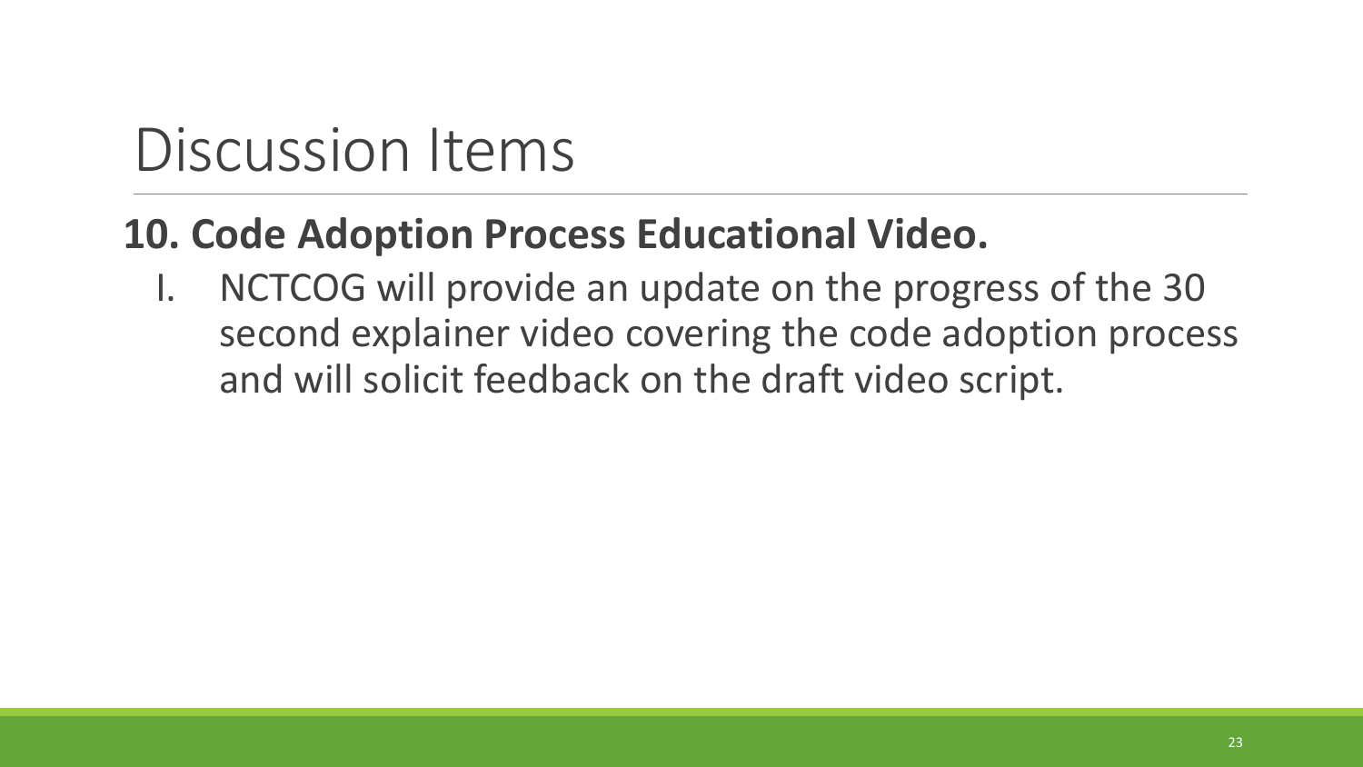# Discussion Items

## 10. Code Adoption Process Educational Video.

I. NCTCOG will provide an update on the progress of the 30 second explainer video covering the code adoption process and will solicit feedback on the draft video script.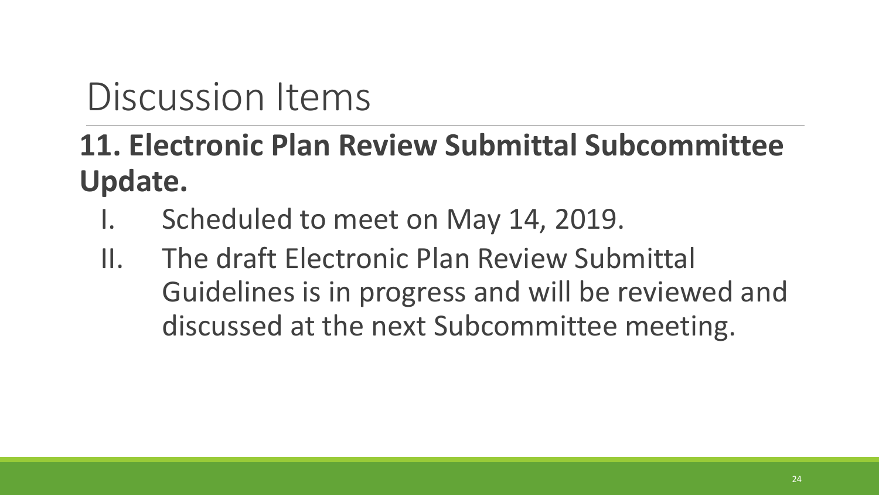# Discussion Items

## 11. Electronic Plan Review Submittal Subcommittee Update.

I. Scheduled to meet on May 14, 2019.

II. The draft Electronic Plan Review Submittal Guidelines is in progress and will be reviewed and discussed at the next Subcommittee meeting.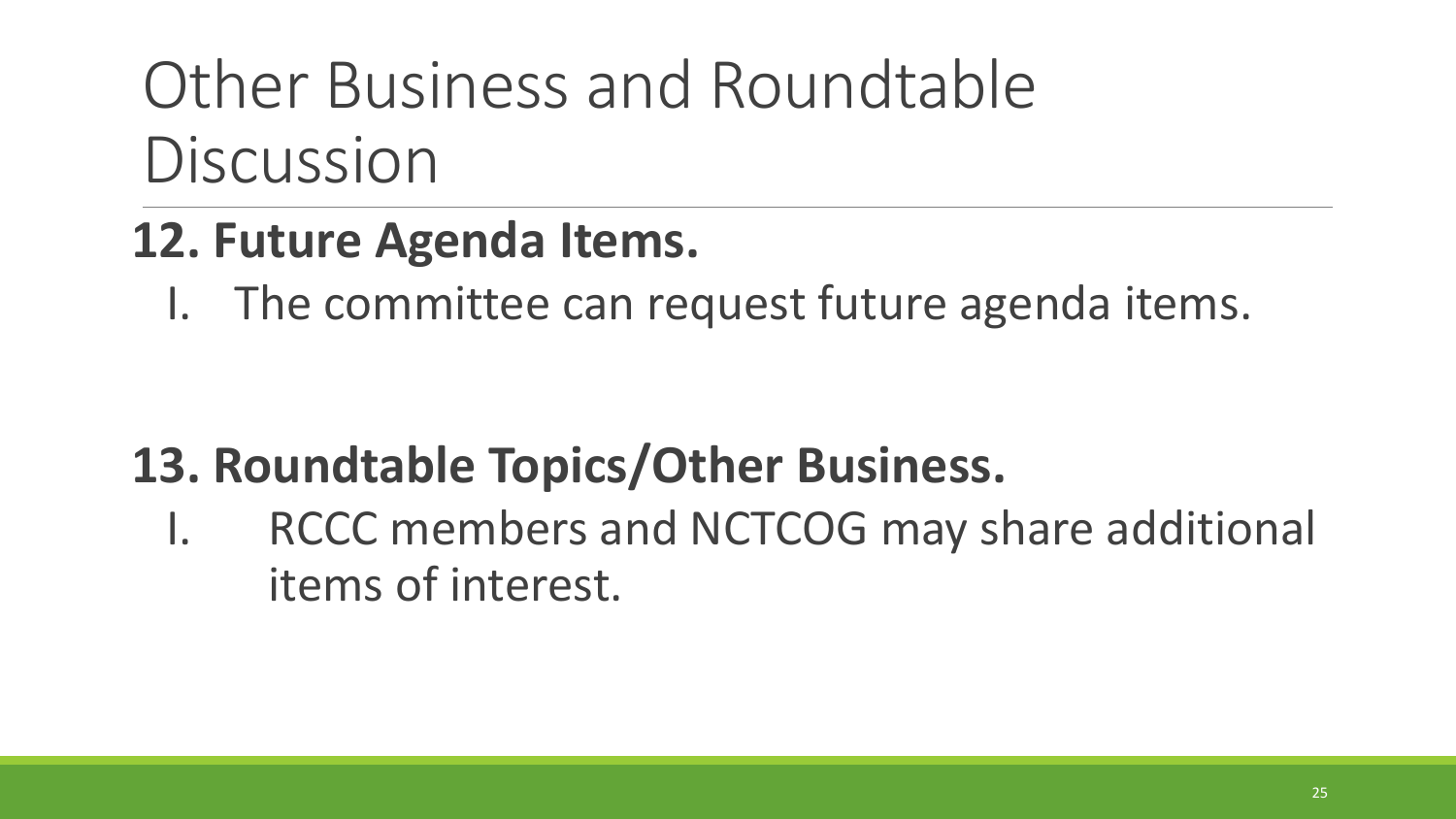# Other Business and Roundtable Discussion

## 12. Future Agenda Items.

I. The committee can request future agenda items.

## 13. Roundtable Topics/Other Business.

I. RCCC members and NCTCOG may share additional items of interest.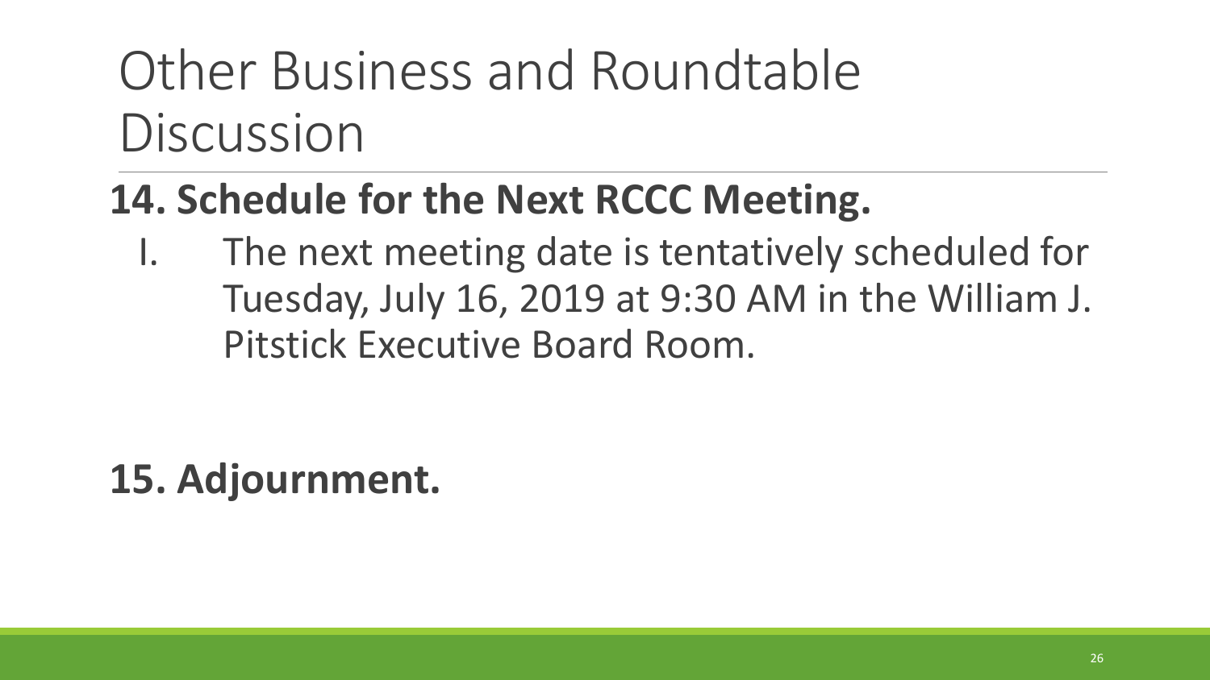# Other Business and Roundtable Discussion

**14. Schedule for the Next RCCC Meeting.**

I. The next meeting date is tentatively scheduled for Tuesday, July 16, 2019 at 9:30 AM in the William J. Pitstick Executive Board Room.

**15. Adjournment.**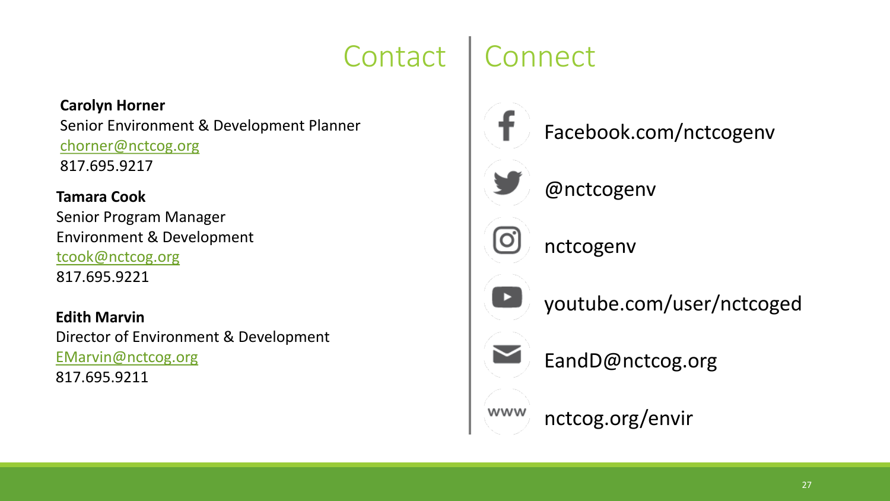## Contact

**Carolyn Horner**
Senior Environment & Development Planner
chorner@nctcog.org
817.695.9217

**Tamara Cook**
Senior Program Manager
Environment & Development
tcook@nctcog.org
817.695.9221

**Edith Marvin**
Director of Environment & Development
EMarvin@nctcog.org
817.695.9211

## Connect

Facebook.com/nctcogenv

@nctcogenv

nctcogenv

youtube.com/user/nctcoged

EandD@nctcog.org

www nctcog.org/envir